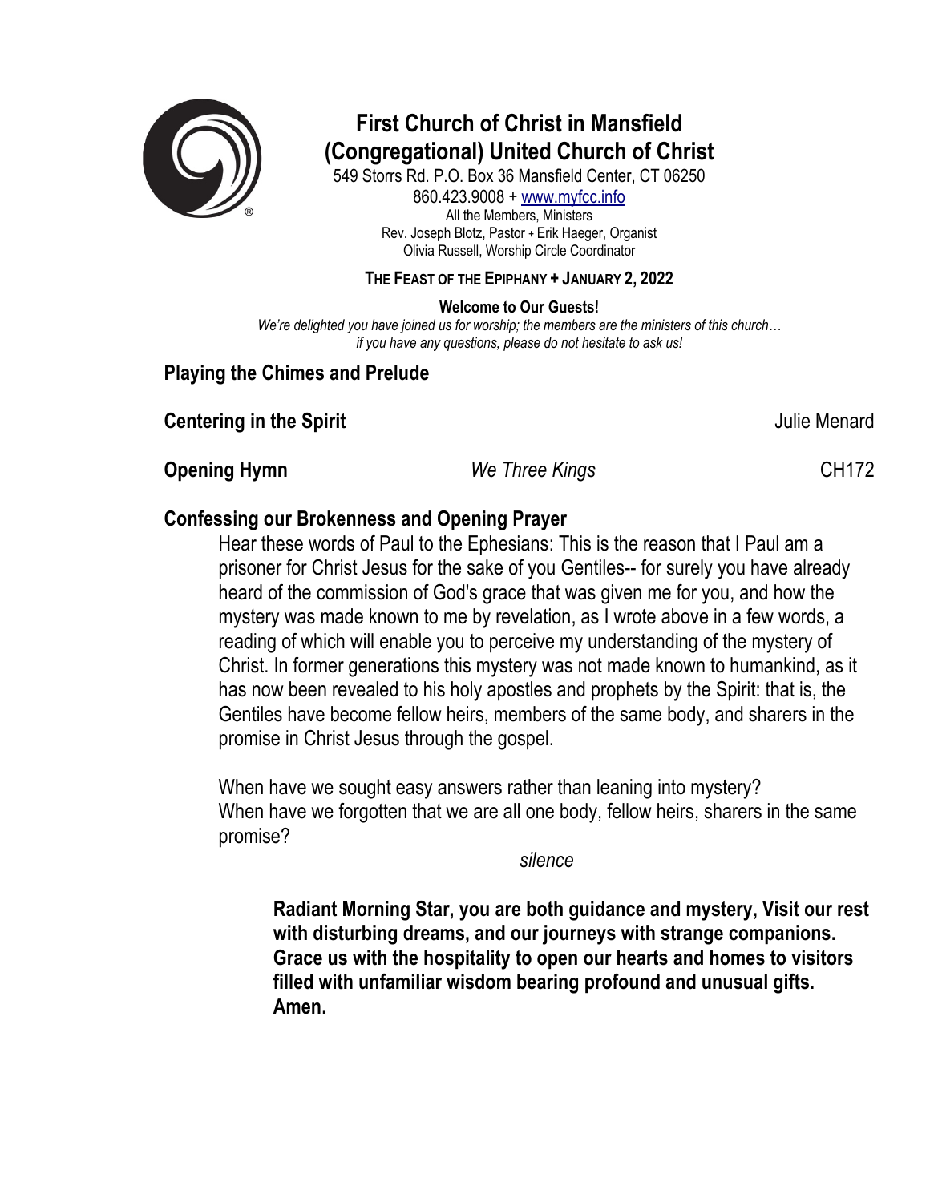# First Church of Christ in Mansfield (Congregational) United Church of Christ

549 Storrs Rd. P.O. Box 36 Mansfield Center, CT 06250
860.423.9008 + www.myfcc.info
All the Members, Ministers
Rev. Joseph Blotz, Pastor + Erik Haeger, Organist
Olivia Russell, Worship Circle Coordinator

**THE FEAST OF THE EPIPHANY + JANUARY 2, 2022**

**Welcome to Our Guests!**

*We're delighted you have joined us for worship; the members are the ministers of this church… if you have any questions, please do not hesitate to ask us!*

**Playing the Chimes and Prelude**

**Centering in the Spirit** Julie Menard

**Opening Hymn** *We Three Kings* CH172

**Confessing our Brokenness and Opening Prayer**

Hear these words of Paul to the Ephesians: This is the reason that I Paul am a prisoner for Christ Jesus for the sake of you Gentiles-- for surely you have already heard of the commission of God's grace that was given me for you, and how the mystery was made known to me by revelation, as I wrote above in a few words, a reading of which will enable you to perceive my understanding of the mystery of Christ. In former generations this mystery was not made known to humankind, as it has now been revealed to his holy apostles and prophets by the Spirit: that is, the Gentiles have become fellow heirs, members of the same body, and sharers in the promise in Christ Jesus through the gospel.

When have we sought easy answers rather than leaning into mystery?
When have we forgotten that we are all one body, fellow heirs, sharers in the same promise?

*silence*

**Radiant Morning Star, you are both guidance and mystery, Visit our rest with disturbing dreams, and our journeys with strange companions. Grace us with the hospitality to open our hearts and homes to visitors filled with unfamiliar wisdom bearing profound and unusual gifts. Amen.**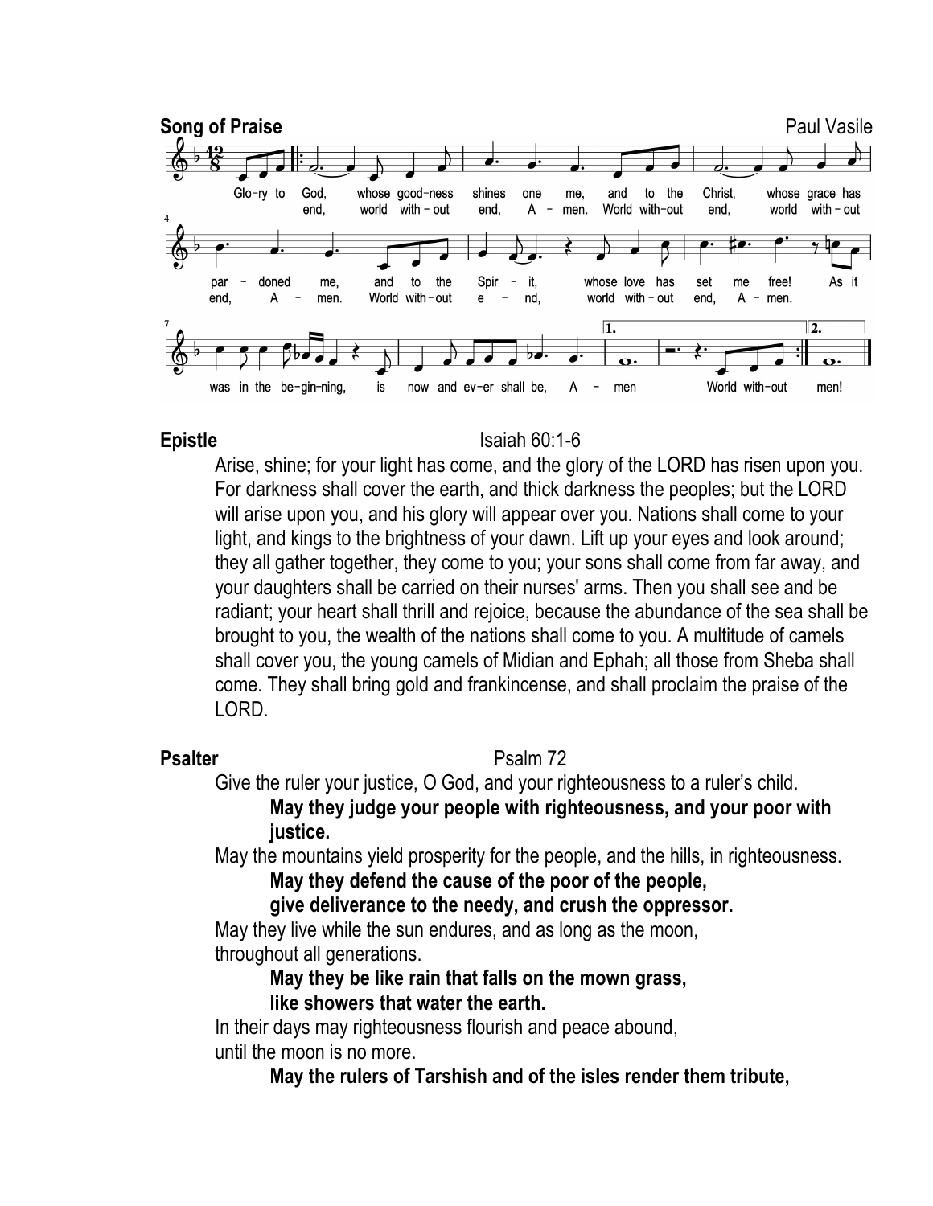**Song of Praise** Paul Vasile

Glo-ry to God, whose good-ness shines one me, and to the Christ, whose grace has par - doned me, and to the Spir - it, whose love has set me free! As it was in the be-gin-ning, is now and ev-er shall be, A - men World with-out men!

end, world with - out end, A - men. World with-out end, world with - out end, A - men. World with-out e - nd, world with - out end, A - men.

**Epistle** Isaiah 60:1-6

Arise, shine; for your light has come, and the glory of the LORD has risen upon you. For darkness shall cover the earth, and thick darkness the peoples; but the LORD will arise upon you, and his glory will appear over you. Nations shall come to your light, and kings to the brightness of your dawn. Lift up your eyes and look around; they all gather together, they come to you; your sons shall come from far away, and your daughters shall be carried on their nurses' arms. Then you shall see and be radiant; your heart shall thrill and rejoice, because the abundance of the sea shall be brought to you, the wealth of the nations shall come to you. A multitude of camels shall cover you, the young camels of Midian and Ephah; all those from Sheba shall come. They shall bring gold and frankincense, and shall proclaim the praise of the LORD.

**Psalter** Psalm 72

Give the ruler your justice, O God, and your righteousness to a ruler's child.

**May they judge your people with righteousness, and your poor with justice.**

May the mountains yield prosperity for the people, and the hills, in righteousness.

**May they defend the cause of the poor of the people,**
**give deliverance to the needy, and crush the oppressor.**

May they live while the sun endures, and as long as the moon,
throughout all generations.

**May they be like rain that falls on the mown grass,**
**like showers that water the earth.**

In their days may righteousness flourish and peace abound,
until the moon is no more.

**May the rulers of Tarshish and of the isles render them tribute,**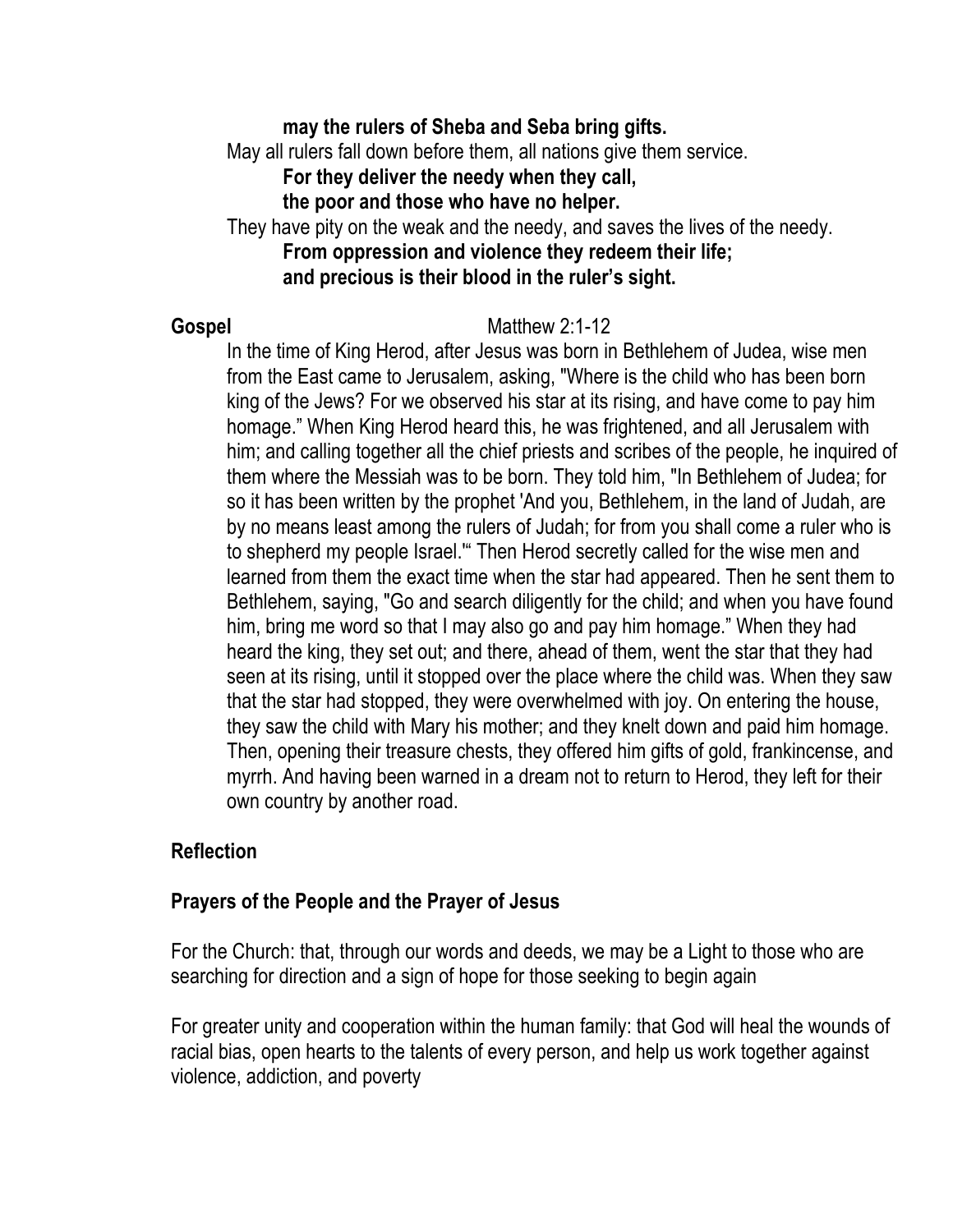**may the rulers of Sheba and Seba bring gifts.**

May all rulers fall down before them, all nations give them service.

**For they deliver the needy when they call,**
**the poor and those who have no helper.**

They have pity on the weak and the needy, and saves the lives of the needy.

**From oppression and violence they redeem their life;**
**and precious is their blood in the ruler's sight.**

**Gospel** Matthew 2:1-12

In the time of King Herod, after Jesus was born in Bethlehem of Judea, wise men from the East came to Jerusalem, asking, "Where is the child who has been born king of the Jews? For we observed his star at its rising, and have come to pay him homage." When King Herod heard this, he was frightened, and all Jerusalem with him; and calling together all the chief priests and scribes of the people, he inquired of them where the Messiah was to be born. They told him, "In Bethlehem of Judea; for so it has been written by the prophet 'And you, Bethlehem, in the land of Judah, are by no means least among the rulers of Judah; for from you shall come a ruler who is to shepherd my people Israel.'" Then Herod secretly called for the wise men and learned from them the exact time when the star had appeared. Then he sent them to Bethlehem, saying, "Go and search diligently for the child; and when you have found him, bring me word so that I may also go and pay him homage." When they had heard the king, they set out; and there, ahead of them, went the star that they had seen at its rising, until it stopped over the place where the child was. When they saw that the star had stopped, they were overwhelmed with joy. On entering the house, they saw the child with Mary his mother; and they knelt down and paid him homage. Then, opening their treasure chests, they offered him gifts of gold, frankincense, and myrrh. And having been warned in a dream not to return to Herod, they left for their own country by another road.

## Reflection

## Prayers of the People and the Prayer of Jesus

For the Church: that, through our words and deeds, we may be a Light to those who are searching for direction and a sign of hope for those seeking to begin again

For greater unity and cooperation within the human family: that God will heal the wounds of racial bias, open hearts to the talents of every person, and help us work together against violence, addiction, and poverty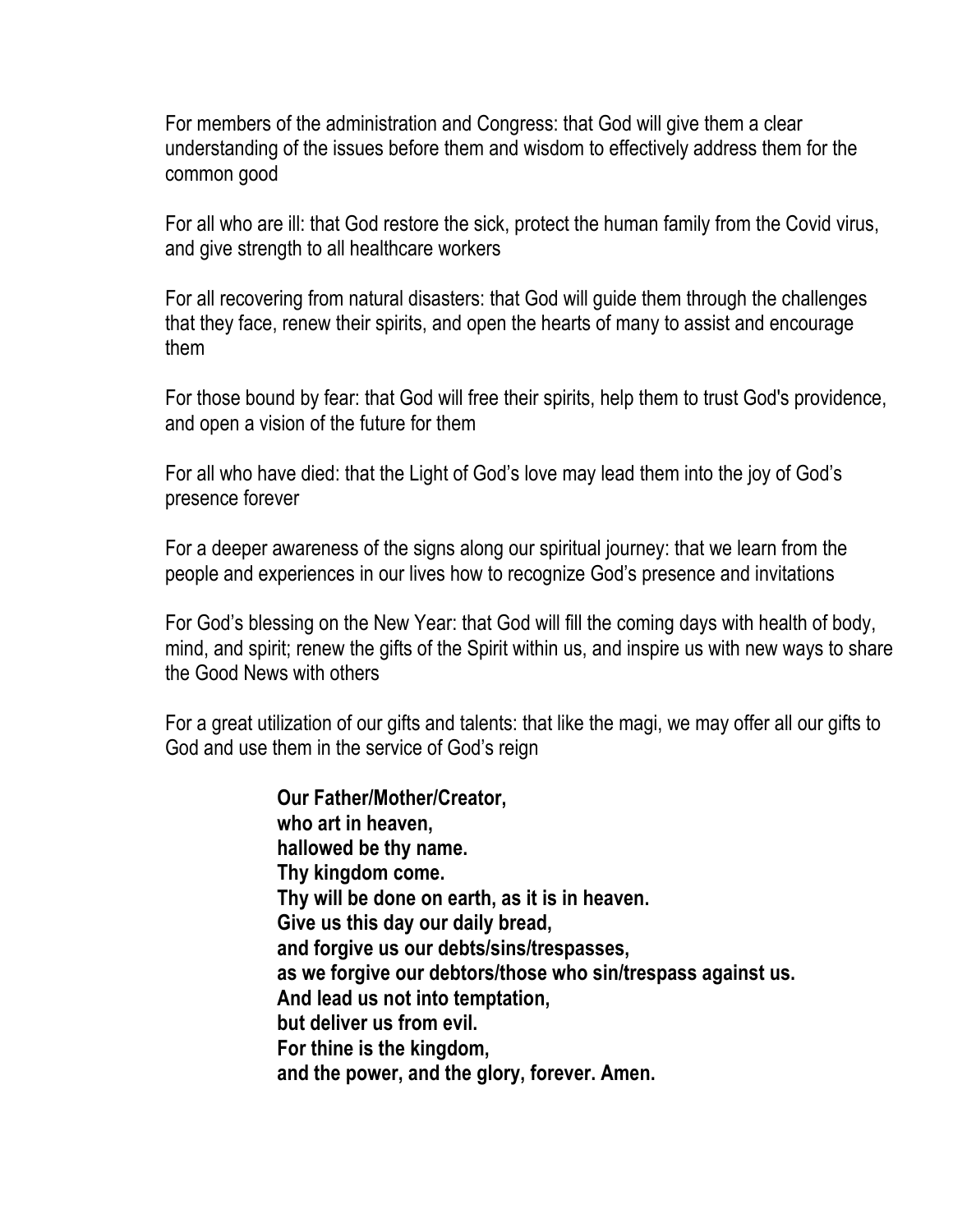For members of the administration and Congress: that God will give them a clear understanding of the issues before them and wisdom to effectively address them for the common good

For all who are ill: that God restore the sick, protect the human family from the Covid virus, and give strength to all healthcare workers

For all recovering from natural disasters: that God will guide them through the challenges that they face, renew their spirits, and open the hearts of many to assist and encourage them

For those bound by fear: that God will free their spirits, help them to trust God's providence, and open a vision of the future for them

For all who have died: that the Light of God's love may lead them into the joy of God's presence forever

For a deeper awareness of the signs along our spiritual journey: that we learn from the people and experiences in our lives how to recognize God's presence and invitations

For God's blessing on the New Year: that God will fill the coming days with health of body, mind, and spirit; renew the gifts of the Spirit within us, and inspire us with new ways to share the Good News with others

For a great utilization of our gifts and talents: that like the magi, we may offer all our gifts to God and use them in the service of God's reign

**Our Father/Mother/Creator,**
**who art in heaven,**
**hallowed be thy name.**
**Thy kingdom come.**
**Thy will be done on earth, as it is in heaven.**
**Give us this day our daily bread,**
**and forgive us our debts/sins/trespasses,**
**as we forgive our debtors/those who sin/trespass against us.**
**And lead us not into temptation,**
**but deliver us from evil.**
**For thine is the kingdom,**
**and the power, and the glory, forever. Amen.**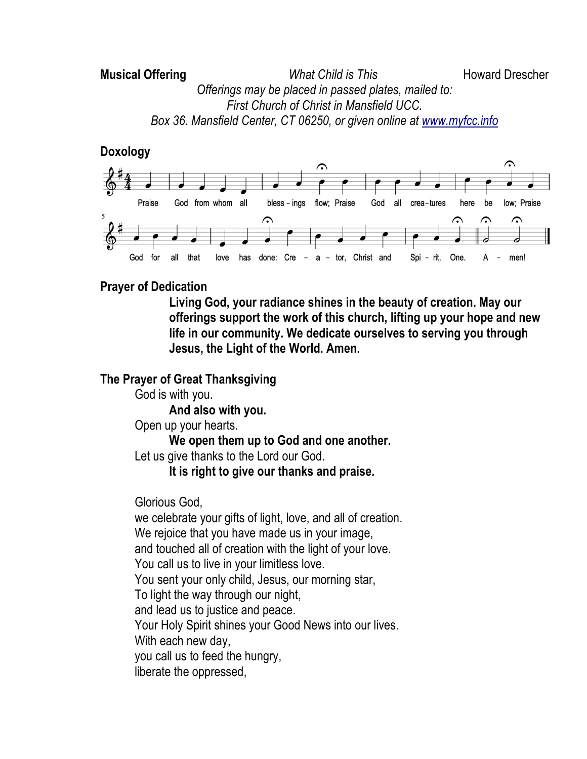**Musical Offering** *What Child is This* Howard Drescher

*Offerings may be placed in passed plates, mailed to:*
*First Church of Christ in Mansfield UCC.*
*Box 36. Mansfield Center, CT 06250, or given online at [www.myfcc.info](http://www.myfcc.info)*

**Doxology**

Praise God from whom all bless – ings flow; Praise God all crea–tures here be low; Praise God for all that love has done: Cre – a – tor, Christ and Spi – rit, One. A – men!

**Prayer of Dedication**

**Living God, your radiance shines in the beauty of creation. May our offerings support the work of this church, lifting up your hope and new life in our community. We dedicate ourselves to serving you through Jesus, the Light of the World. Amen.**

**The Prayer of Great Thanksgiving**

God is with you.
**And also with you.**
Open up your hearts.
**We open them up to God and one another.**
Let us give thanks to the Lord our God.
**It is right to give our thanks and praise.**

Glorious God,
we celebrate your gifts of light, love, and all of creation.
We rejoice that you have made us in your image,
and touched all of creation with the light of your love.
You call us to live in your limitless love.
You sent your only child, Jesus, our morning star,
To light the way through our night,
and lead us to justice and peace.
Your Holy Spirit shines your Good News into our lives.
With each new day,
you call us to feed the hungry,
liberate the oppressed,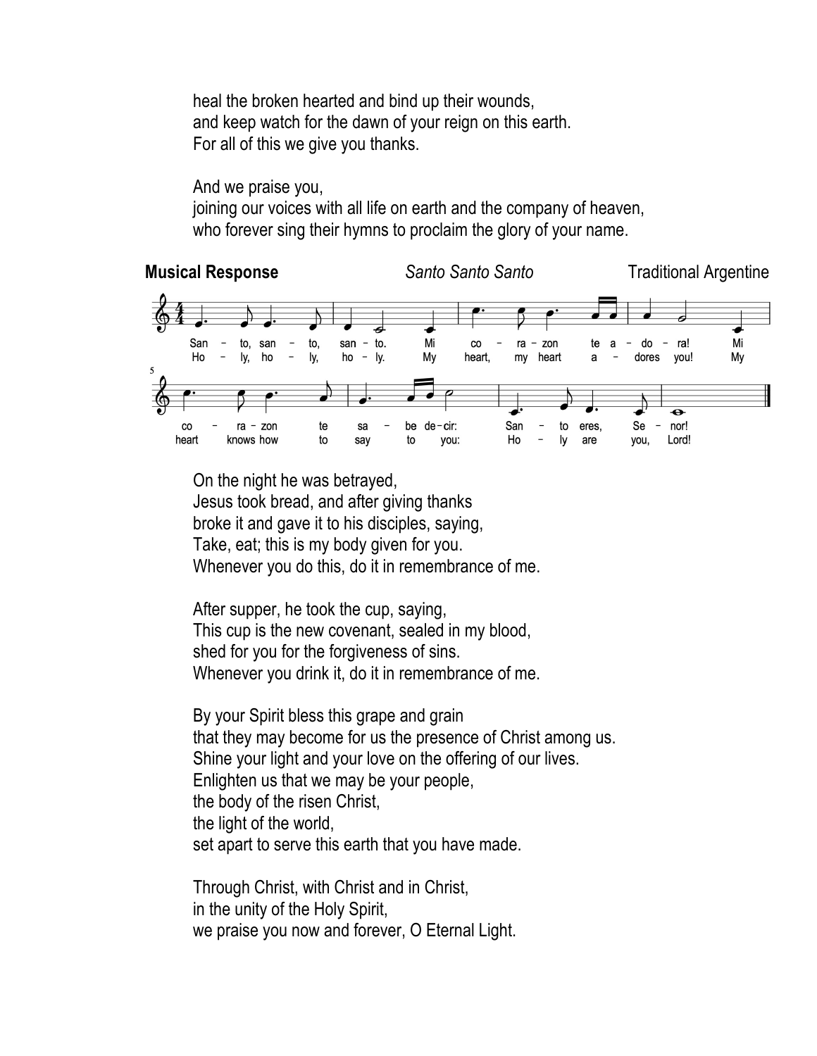heal the broken hearted and bind up their wounds,
and keep watch for the dawn of your reign on this earth.
For all of this we give you thanks.

And we praise you,
joining our voices with all life on earth and the company of heaven,
who forever sing their hymns to proclaim the glory of your name.

**Musical Response** *Santo Santo Santo* Traditional Argentine

San – to, san – to, san – to. Mi co – ra – zon te a – do – ra! Mi
Ho – ly, ho – ly, ho – ly. My heart, my heart a – dores you! My

co – ra – zon te sa – be de – cir: San – to eres, Se – nor!
heart knows how to say to you: Ho – ly are you, Lord!

On the night he was betrayed,
Jesus took bread, and after giving thanks
broke it and gave it to his disciples, saying,
Take, eat; this is my body given for you.
Whenever you do this, do it in remembrance of me.

After supper, he took the cup, saying,
This cup is the new covenant, sealed in my blood,
shed for you for the forgiveness of sins.
Whenever you drink it, do it in remembrance of me.

By your Spirit bless this grape and grain
that they may become for us the presence of Christ among us.
Shine your light and your love on the offering of our lives.
Enlighten us that we may be your people,
the body of the risen Christ,
the light of the world,
set apart to serve this earth that you have made.

Through Christ, with Christ and in Christ,
in the unity of the Holy Spirit,
we praise you now and forever, O Eternal Light.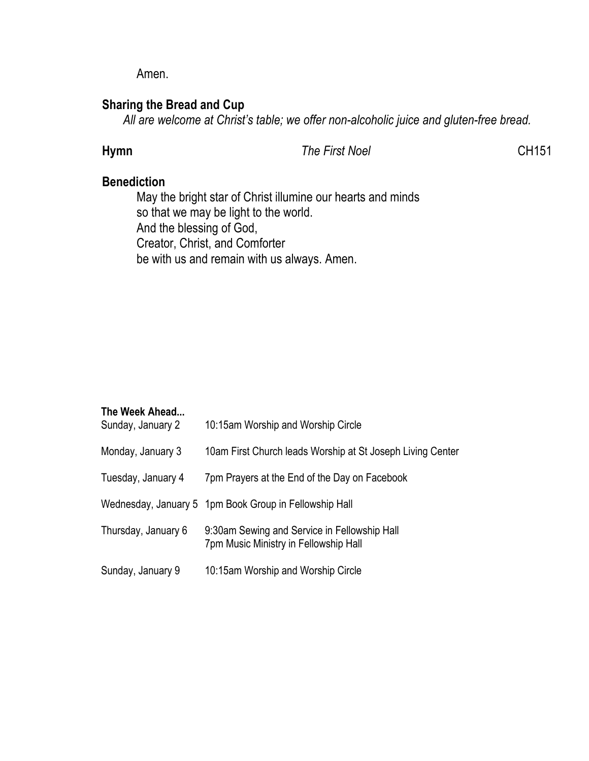Amen.

**Sharing the Bread and Cup**

*All are welcome at Christ's table; we offer non-alcoholic juice and gluten-free bread.*

**Hymn** *The First Noel* CH151

**Benediction**

May the bright star of Christ illumine our hearts and minds
so that we may be light to the world.
And the blessing of God,
Creator, Christ, and Comforter
be with us and remain with us always. Amen.

**The Week Ahead...**

| | |
|---|---|
| Sunday, January 2 | 10:15am Worship and Worship Circle |
| Monday, January 3 | 10am First Church leads Worship at St Joseph Living Center |
| Tuesday, January 4 | 7pm Prayers at the End of the Day on Facebook |
| Wednesday, January 5 | 1pm Book Group in Fellowship Hall |
| Thursday, January 6 | 9:30am Sewing and Service in Fellowship Hall<br>7pm Music Ministry in Fellowship Hall |
| Sunday, January 9 | 10:15am Worship and Worship Circle |